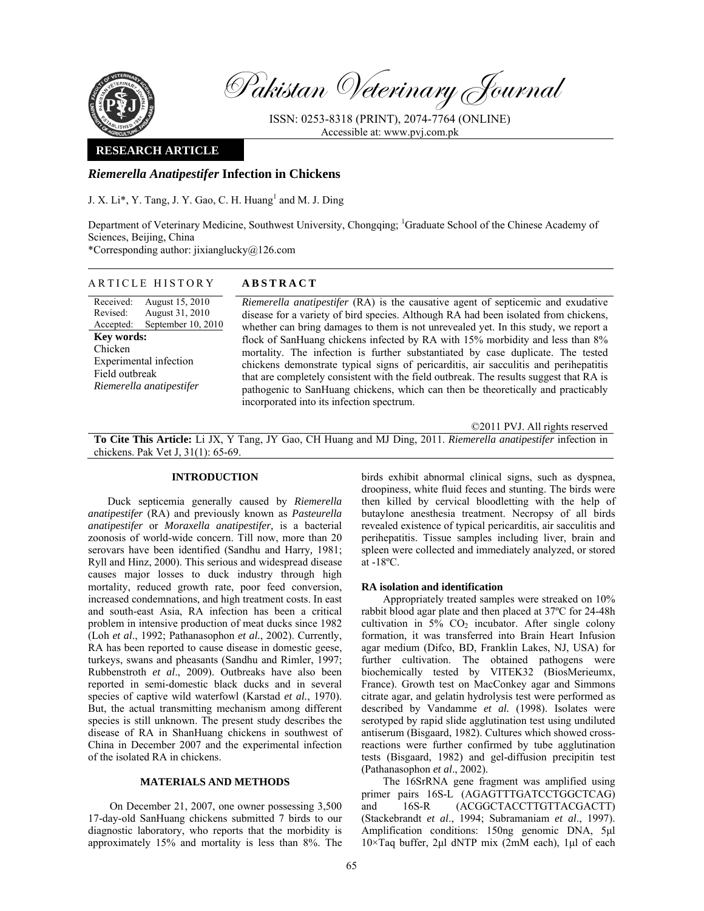Pakistan Veterinary Journal

ISSN: 0253-8318 (PRINT), 2074-7764 (ONLINE)
Accessible at: www.pvj.com.pk

**RESEARCH ARTICLE**

# *Riemerella Anatipestifer* Infection in Chickens

J. X. Li*, Y. Tang, J. Y. Gao, C. H. Huang[1] and M. J. Ding

Department of Veterinary Medicine, Southwest University, Chongqing; [1]Graduate School of the Chinese Academy of Sciences, Beijing, China
*Corresponding author: jixianglucky@126.com

**ARTICLE HISTORY**

Received: August 15, 2010
Revised: August 31, 2010
Accepted: September 10, 2010

**Key words:**
Chicken
Experimental infection
Field outbreak
*Riemerella anatipestifer*

**ABSTRACT**

*Riemerella anatipestifer* (RA) is the causative agent of septicemic and exudative disease for a variety of bird species. Although RA had been isolated from chickens, whether can bring damages to them is not unrevealed yet. In this study, we report a flock of SanHuang chickens infected by RA with 15% morbidity and less than 8% mortality. The infection is further substantiated by case duplicate. The tested chickens demonstrate typical signs of pericarditis, air sacculitis and perihepatitis that are completely consistent with the field outbreak. The results suggest that RA is pathogenic to SanHuang chickens, which can then be theoretically and practicably incorporated into its infection spectrum.

©2011 PVJ. All rights reserved

**To Cite This Article:** Li JX, Y Tang, JY Gao, CH Huang and MJ Ding, 2011. *Riemerella anatipestifer* infection in chickens. Pak Vet J, 31(1): 65-69.

## INTRODUCTION

Duck septicemia generally caused by *Riemerella anatipestifer* (RA) and previously known as *Pasteurella anatipestifer* or *Moraxella anatipestifer,* is a bacterial zoonosis of world-wide concern. Till now, more than 20 serovars have been identified (Sandhu and Harry, 1981; Ryll and Hinz, 2000). This serious and widespread disease causes major losses to duck industry through high mortality, reduced growth rate, poor feed conversion, increased condemnations, and high treatment costs. In east and south-east Asia, RA infection has been a critical problem in intensive production of meat ducks since 1982 (Loh *et al*., 1992; Pathanasophon *et al.*, 2002). Currently, RA has been reported to cause disease in domestic geese, turkeys, swans and pheasants (Sandhu and Rimler, 1997; Rubbenstroth *et al*., 2009). Outbreaks have also been reported in semi-domestic black ducks and in several species of captive wild waterfowl (Karstad *et al.*, 1970). But, the actual transmitting mechanism among different species is still unknown. The present study describes the disease of RA in ShanHuang chickens in southwest of China in December 2007 and the experimental infection of the isolated RA in chickens.

## MATERIALS AND METHODS

On December 21, 2007, one owner possessing 3,500 17-day-old SanHuang chickens submitted 7 birds to our diagnostic laboratory, who reports that the morbidity is approximately 15% and mortality is less than 8%. The birds exhibit abnormal clinical signs, such as dyspnea, droopiness, white fluid feces and stunting. The birds were then killed by cervical bloodletting with the help of butaylone anesthesia treatment. Necropsy of all birds revealed existence of typical pericarditis, air sacculitis and perihepatitis. Tissue samples including liver, brain and spleen were collected and immediately analyzed, or stored at -18ºC.

### RA isolation and identification

Appropriately treated samples were streaked on 10% rabbit blood agar plate and then placed at 37ºC for 24-48h cultivation in 5% $CO_2$ incubator. After single colony formation, it was transferred into Brain Heart Infusion agar medium (Difco, BD, Franklin Lakes, NJ, USA) for further cultivation. The obtained pathogens were biochemically tested by VITEK32 (BiosMerieumx, France). Growth test on MacConkey agar and Simmons citrate agar, and gelatin hydrolysis test were performed as described by Vandamme *et al.* (1998). Isolates were serotyped by rapid slide agglutination test using undiluted antiserum (Bisgaard, 1982). Cultures which showed cross-reactions were further confirmed by tube agglutination tests (Bisgaard, 1982) and gel-diffusion precipitin test (Pathanasophon *et al*., 2002).

The 16SrRNA gene fragment was amplified using primer pairs 16S-L (AGAGTTTGATCCTGGCTCAG) and 16S-R (ACGGCTACCTTGTTACGACTT) (Stackebrandt *et al*., 1994; Subramaniam *et al*., 1997). Amplification conditions: 150ng genomic DNA, 5μl 10×Taq buffer, 2μl dNTP mix (2mM each), 1μl of each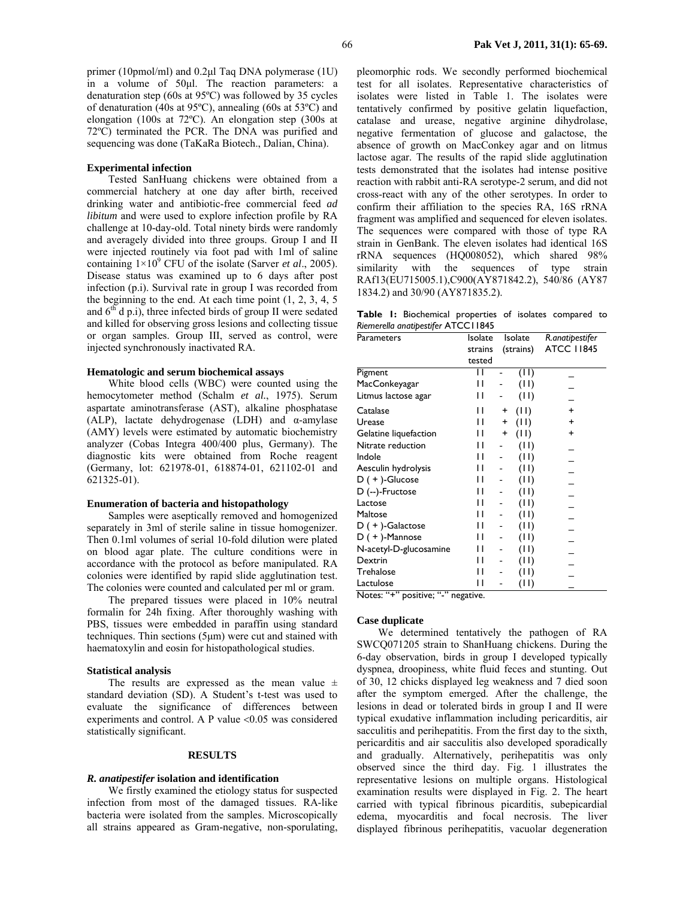primer (10pmol/ml) and 0.2μl Taq DNA polymerase (1U) in a volume of 50μl. The reaction parameters: a denaturation step (60s at 95ºC) was followed by 35 cycles of denaturation (40s at 95ºC), annealing (60s at 53ºC) and elongation (100s at 72ºC). An elongation step (300s at 72ºC) terminated the PCR. The DNA was purified and sequencing was done (TaKaRa Biotech., Dalian, China).

### Experimental infection

Tested SanHuang chickens were obtained from a commercial hatchery at one day after birth, received drinking water and antibiotic-free commercial feed *ad libitum* and were used to explore infection profile by RA challenge at 10-day-old. Total ninety birds were randomly and averagely divided into three groups. Group I and II were injected routinely via foot pad with 1ml of saline containing $1\times10^9$ CFU of the isolate (Sarver *et al*., 2005). Disease status was examined up to 6 days after post infection (p.i). Survival rate in group I was recorded from the beginning to the end. At each time point (1, 2, 3, 4, 5 and $6^{th}$ d p.i), three infected birds of group II were sedated and killed for observing gross lesions and collecting tissue or organ samples. Group III, served as control, were injected synchronously inactivated RA.

### Hematologic and serum biochemical assays

White blood cells (WBC) were counted using the hemocytometer method (Schalm *et al*., 1975). Serum aspartate aminotransferase (AST), alkaline phosphatase (ALP), lactate dehydrogenase (LDH) and α-amylase (AMY) levels were estimated by automatic biochemistry analyzer (Cobas Integra 400/400 plus, Germany). The diagnostic kits were obtained from Roche reagent (Germany, lot: 621978-01, 618874-01, 621102-01 and 621325-01).

### Enumeration of bacteria and histopathology

Samples were aseptically removed and homogenized separately in 3ml of sterile saline in tissue homogenizer. Then 0.1ml volumes of serial 10-fold dilution were plated on blood agar plate. The culture conditions were in accordance with the protocol as before manipulated. RA colonies were identified by rapid slide agglutination test. The colonies were counted and calculated per ml or gram.

The prepared tissues were placed in 10% neutral formalin for 24h fixing. After thoroughly washing with PBS, tissues were embedded in paraffin using standard techniques. Thin sections (5μm) were cut and stained with haematoxylin and eosin for histopathological studies.

### Statistical analysis

The results are expressed as the mean value ± standard deviation (SD). A Student's t-test was used to evaluate the significance of differences between experiments and control. A P value <0.05 was considered statistically significant.

## RESULTS

### *R. anatipestifer* isolation and identification

We firstly examined the etiology status for suspected infection from most of the damaged tissues. RA-like bacteria were isolated from the samples. Microscopically all strains appeared as Gram-negative, non-sporulating, pleomorphic rods. We secondly performed biochemical test for all isolates. Representative characteristics of isolates were listed in Table 1. The isolates were tentatively confirmed by positive gelatin liquefaction, catalase and urease, negative arginine dihydrolase, negative fermentation of glucose and galactose, the absence of growth on MacConkey agar and on litmus lactose agar. The results of the rapid slide agglutination tests demonstrated that the isolates had intense positive reaction with rabbit anti-RA serotype-2 serum, and did not cross-react with any of the other serotypes. In order to confirm their affiliation to the species RA, 16S rRNA fragment was amplified and sequenced for eleven isolates. The sequences were compared with those of type RA strain in GenBank. The eleven isolates had identical 16S rRNA sequences (HQ008052), which shared 98% similarity with the sequences of type strain RAf13(EU715005.1),C900(AY871842.2), 540/86 (AY871834.2) and 30/90 (AY871835.2).

**Table 1:** Biochemical properties of isolates compared to *Riemerella anatipestifer* ATCC11845

| Parameters | Isolate strains tested | Isolate (strains) | *R.anatipestifer* ATCC 11845 |
|---|---|---|---|
| Pigment | 11 | - (11) | _ |
| MacConkeyagar | 11 | - (11) | _ |
| Litmus lactose agar | 11 | - (11) | _ |
| Catalase | 11 | + (11) | + |
| Urease | 11 | + (11) | + |
| Gelatine liquefaction | 11 | + (11) | + |
| Nitrate reduction | 11 | - (11) | _ |
| Indole | 11 | - (11) | _ |
| Aesculin hydrolysis | 11 | - (11) | _ |
| D ( + )-Glucose | 11 | - (11) | _ |
| D (--)-Fructose | 11 | - (11) | _ |
| Lactose | 11 | - (11) | _ |
| Maltose | 11 | - (11) | _ |
| D ( + )-Galactose | 11 | - (11) | _ |
| D ( + )-Mannose | 11 | - (11) | _ |
| N-acetyl-D-glucosamine | 11 | - (11) | _ |
| Dextrin | 11 | - (11) | _ |
| Trehalose | 11 | - (11) | _ |
| Lactulose | 11 | - (11) | _ |

Notes: "+" positive; "-" negative.

### Case duplicate

We determined tentatively the pathogen of RA SWCQ071205 strain to ShanHuang chickens. During the 6-day observation, birds in group I developed typically dyspnea, droopiness, white fluid feces and stunting. Out of 30, 12 chicks displayed leg weakness and 7 died soon after the symptom emerged. After the challenge, the lesions in dead or tolerated birds in group I and II were typical exudative inflammation including pericarditis, air sacculitis and perihepatitis. From the first day to the sixth, pericarditis and air sacculitis also developed sporadically and gradually. Alternatively, perihepatitis was only observed since the third day. Fig. 1 illustrates the representative lesions on multiple organs. Histological examination results were displayed in Fig. 2. The heart carried with typical fibrinous picarditis, subepicardial edema, myocarditis and focal necrosis. The liver displayed fibrinous perihepatitis, vacuolar degeneration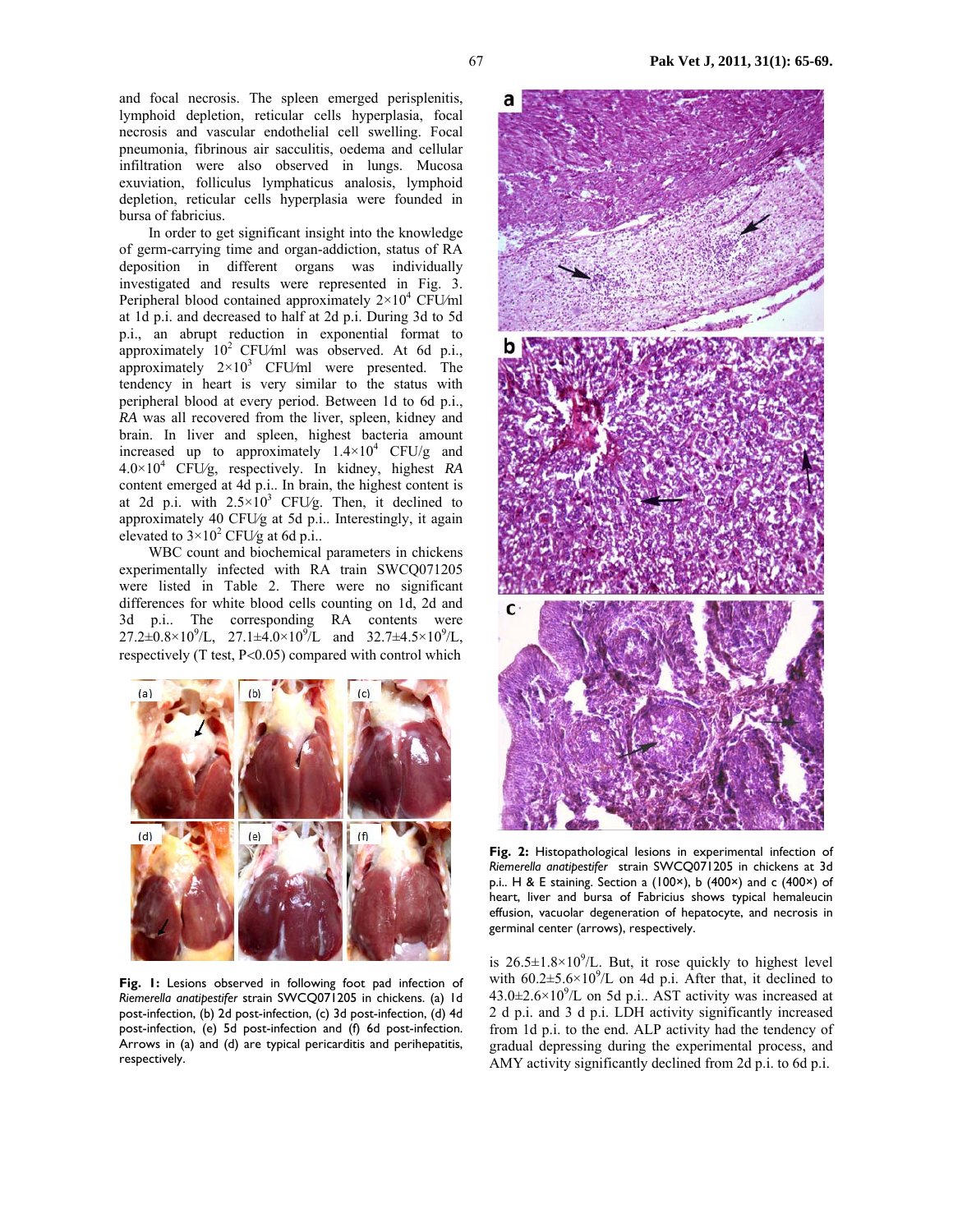and focal necrosis. The spleen emerged perisplenitis, lymphoid depletion, reticular cells hyperplasia, focal necrosis and vascular endothelial cell swelling. Focal pneumonia, fibrinous air sacculitis, oedema and cellular infiltration were also observed in lungs. Mucosa exuviation, folliculus lymphaticus analosis, lymphoid depletion, reticular cells hyperplasia were founded in bursa of fabricius.

In order to get significant insight into the knowledge of germ-carrying time and organ-addiction, status of RA deposition in different organs was individually investigated and results were represented in Fig. 3. Peripheral blood contained approximately $2\times10^4$ CFU/ml at 1d p.i. and decreased to half at 2d p.i. During 3d to 5d p.i., an abrupt reduction in exponential format to approximately $10^2$ CFU/ml was observed. At 6d p.i., approximately $2\times10^3$ CFU/ml were presented. The tendency in heart is very similar to the status with peripheral blood at every period. Between 1d to 6d p.i., *RA* was all recovered from the liver, spleen, kidney and brain. In liver and spleen, highest bacteria amount increased up to approximately $1.4\times10^4$ CFU/g and $4.0\times10^4$ CFU/g, respectively. In kidney, highest *RA* content emerged at 4d p.i.. In brain, the highest content is at 2d p.i. with $2.5\times10^3$ CFU/g. Then, it declined to approximately 40 CFU/g at 5d p.i.. Interestingly, it again elevated to $3\times10^2$ CFU/g at 6d p.i..

WBC count and biochemical parameters in chickens experimentally infected with RA train SWCQ071205 were listed in Table 2. There were no significant differences for white blood cells counting on 1d, 2d and 3d p.i.. The corresponding RA contents were $27.2\pm0.8\times10^9$/L, $27.1\pm4.0\times10^9$/L and $32.7\pm4.5\times10^9$/L, respectively (T test, $P<0.05$) compared with control which is $26.5\pm1.8\times10^9$/L. But, it rose quickly to highest level with $60.2\pm5.6\times10^9$/L on 4d p.i. After that, it declined to $43.0\pm2.6\times10^9$/L on 5d p.i.. AST activity was increased at 2 d p.i. and 3 d p.i.. LDH activity significantly increased from 1d p.i. to the end. ALP activity had the tendency of gradual depressing during the experimental process, and AMY activity significantly declined from 2d p.i. to 6d p.i.

**Fig. 1:** Lesions observed in following foot pad infection of *Riemerella anatipestifer* strain SWCQ071205 in chickens. (a) 1d post-infection, (b) 2d post-infection, (c) 3d post-infection, (d) 4d post-infection, (e) 5d post-infection and (f) 6d post-infection. Arrows in (a) and (d) are typical pericarditis and perihepatitis, respectively.

**Fig. 2:** Histopathological lesions in experimental infection of *Riemerella anatipestifer* strain SWCQ071205 in chickens at 3d p.i.. H & E staining. Section a (100×), b (400×) and c (400×) of heart, liver and bursa of Fabricius shows typical hemaleucin effusion, vacuolar degeneration of hepatocyte, and necrosis in germinal center (arrows), respectively.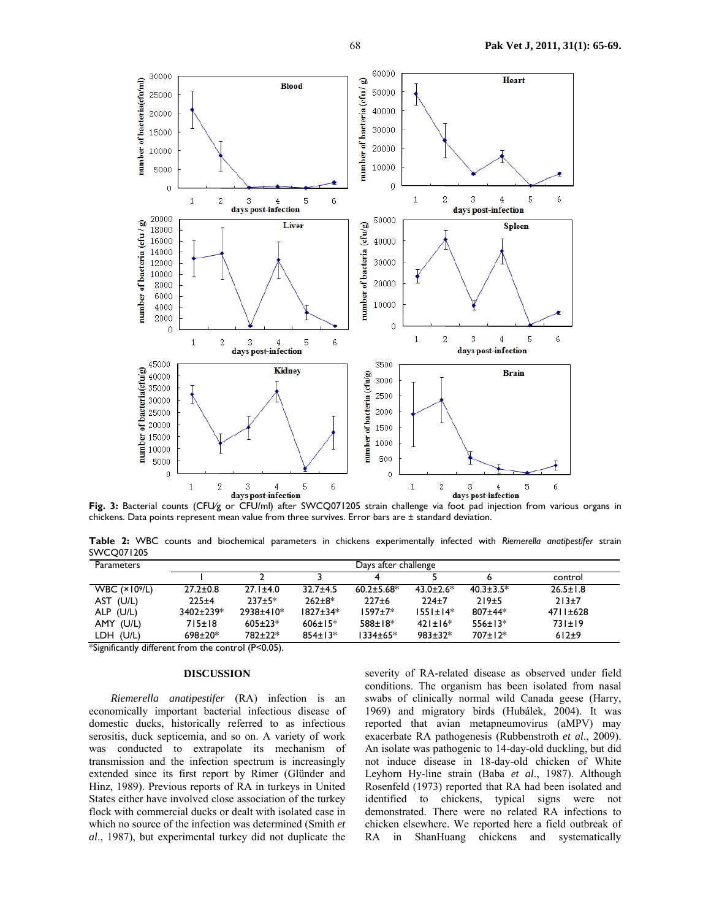**Fig. 3:** Bacterial counts (CFU/g or CFU/ml) after SWCQ071205 strain challenge via foot pad injection from various organs in chickens. Data points represent mean value from three survives. Error bars are ± standard deviation.

**Table 2:** WBC counts and biochemical parameters in chickens experimentally infected with *Riemerella anatipestifer* strain SWCQ071205

| Parameters | Days after challenge | | | | | | |
|---|---|---|---|---|---|---|---|
| | 1 | 2 | 3 | 4 | 5 | 6 | control |
| WBC ($\times 10^9$/L) | 27.2±0.8 | 27.1±4.0 | 32.7±4.5 | 60.2±5.68* | 43.0±2.6* | 40.3±3.5* | 26.5±1.8 |
| AST (U/L) | 225±4 | 237±5* | 262±8* | 227±6 | 224±7 | 219±5 | 213±7 |
| ALP (U/L) | 3402±239* | 2938±410* | 1827±34* | 1597±7* | 1551±14* | 807±44* | 4711±628 |
| AMY (U/L) | 715±18 | 605±23* | 606±15* | 588±18* | 421±16* | 556±13* | 731±19 |
| LDH (U/L) | 698±20* | 782±22* | 854±13* | 1334±65* | 983±32* | 707±12* | 612±9 |

*Significantly different from the control ($P<0.05$).

## DISCUSSION

*Riemerella anatipestifer* (RA) infection is an economically important bacterial infectious disease of domestic ducks, historically referred to as infectious serositis, duck septicemia, and so on. A variety of work was conducted to extrapolate its mechanism of transmission and the infection spectrum is increasingly extended since its first report by Rimer (Glünder and Hinz, 1989). Previous reports of RA in turkeys in United States either have involved close association of the turkey flock with commercial ducks or dealt with isolated case in which no source of the infection was determined (Smith *et al*., 1987), but experimental turkey did not duplicate the severity of RA-related disease as observed under field conditions. The organism has been isolated from nasal swabs of clinically normal wild Canada geese (Harry, 1969) and migratory birds (Hubálek, 2004). It was reported that avian metapneumovirus (aMPV) may exacerbate RA pathogenesis (Rubbenstroth *et al*., 2009). An isolate was pathogenic to 14-day-old duckling, but did not induce disease in 18-day-old chicken of White Leyhorn Hy-line strain (Baba *et al*., 1987). Although Rosenfeld (1973) reported that RA had been isolated and identified to chickens, typical signs were not demonstrated. There were no related RA infections to chicken elsewhere. We reported here a field outbreak of RA in ShanHuang chickens and systematically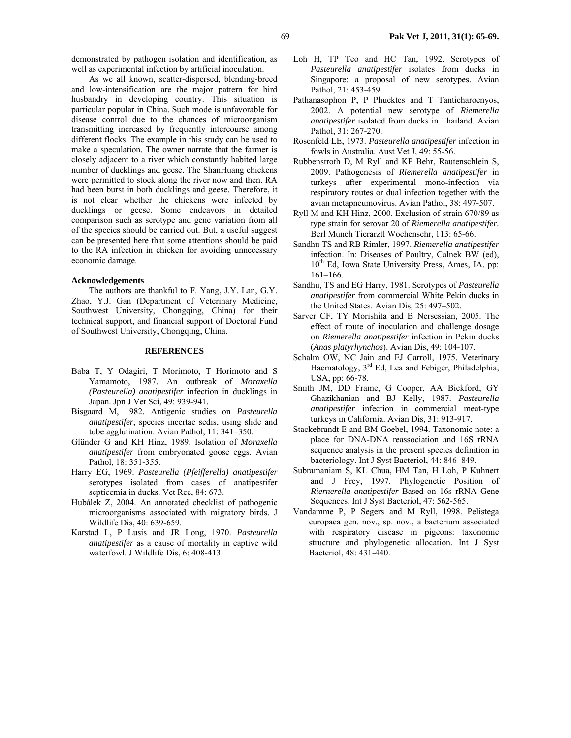demonstrated by pathogen isolation and identification, as well as experimental infection by artificial inoculation.

As we all known, scatter-dispersed, blending-breed and low-intensification are the major pattern for bird husbandry in developing country. This situation is particular popular in China. Such mode is unfavorable for disease control due to the chances of microorganism transmitting increased by frequently intercourse among different flocks. The example in this study can be used to make a speculation. The owner narrate that the farmer is closely adjacent to a river which constantly habited large number of ducklings and geese. The ShanHuang chickens were permitted to stock along the river now and then. RA had been burst in both ducklings and geese. Therefore, it is not clear whether the chickens were infected by ducklings or geese. Some endeavors in detailed comparison such as serotype and gene variation from all of the species should be carried out. But, a useful suggest can be presented here that some attentions should be paid to the RA infection in chicken for avoiding unnecessary economic damage.

### Acknowledgements

The authors are thankful to F. Yang, J.Y. Lan, G.Y. Zhao, Y.J. Gan (Department of Veterinary Medicine, Southwest University, Chongqing, China) for their technical support, and financial support of Doctoral Fund of Southwest University, Chongqing, China.

## REFERENCES

Baba T, Y Odagiri, T Morimoto, T Horimoto and S Yamamoto, 1987. An outbreak of *Moraxella (Pasteurella) anatipestifer* infection in ducklings in Japan. Jpn J Vet Sci, 49: 939-941.

Bisgaard M, 1982. Antigenic studies on *Pasteurella anatipestifer*, species incertae sedis, using slide and tube agglutination. Avian Pathol, 11: 341–350.

Glünder G and KH Hinz, 1989. Isolation of *Moraxella anatipestifer* from embryonated goose eggs. Avian Pathol, 18: 351-355.

Harry EG, 1969. *Pasteurella (Pfeifferella) anatipestifer* serotypes isolated from cases of anatipestifer septicemia in ducks. Vet Rec, 84: 673.

Hubálek Z, 2004. An annotated checklist of pathogenic microorganisms associated with migratory birds. J Wildlife Dis, 40: 639-659.

Karstad L, P Lusis and JR Long, 1970. *Pasteurella anatipestifer* as a cause of mortality in captive wild waterfowl. J Wildlife Dis, 6: 408-413.

Loh H, TP Teo and HC Tan, 1992. Serotypes of *Pasteurella anatipestifer* isolates from ducks in Singapore: a proposal of new serotypes. Avian Pathol, 21: 453-459.

Pathanasophon P, P Phuektes and T Tanticharoenyos, 2002. A potential new serotype of *Riemerella anatipestifer* isolated from ducks in Thailand. Avian Pathol, 31: 267-270.

Rosenfeld LE, 1973. *Pasteurella anatipestifer* infection in fowls in Australia. Aust Vet J, 49: 55-56.

Rubbenstroth D, M Ryll and KP Behr, Rautenschlein S, 2009. Pathogenesis of *Riemerella anatipestifer* in turkeys after experimental mono-infection via respiratory routes or dual infection together with the avian metapneumovirus. Avian Pathol, 38: 497-507.

Ryll M and KH Hinz, 2000. Exclusion of strain 670/89 as type strain for serovar 20 of *Riemerella anatipestifer.* Berl Munch Tierarztl Wochenschr, 113: 65-66.

Sandhu TS and RB Rimler, 1997. *Riemerella anatipestifer* infection. In: Diseases of Poultry, Calnek BW (ed), 10th Ed, Iowa State University Press, Ames, IA. pp: 161–166.

Sandhu, TS and EG Harry, 1981. Serotypes of *Pasteurella anatipestifer* from commercial White Pekin ducks in the United States. Avian Dis, 25: 497–502.

Sarver CF, TY Morishita and B Nersessian, 2005. The effect of route of inoculation and challenge dosage on *Riemerella anatipestifer* infection in Pekin ducks (*Anas platyrhynchos*). Avian Dis, 49: 104-107.

Schalm OW, NC Jain and EJ Carroll, 1975. Veterinary Haematology, 3rd Ed, Lea and Febiger, Philadelphia, USA, pp: 66-78.

Smith JM, DD Frame, G Cooper, AA Bickford, GY Ghazikhanian and BJ Kelly, 1987. *Pasteurella anatipestifer* infection in commercial meat-type turkeys in California. Avian Dis, 31: 913-917.

Stackebrandt E and BM Goebel, 1994. Taxonomic note: a place for DNA-DNA reassociation and 16S rRNA sequence analysis in the present species definition in bacteriology. Int J Syst Bacteriol, 44: 846–849.

Subramaniam S, KL Chua, HM Tan, H Loh, P Kuhnert and J Frey, 1997. Phylogenetic Position of *Riernerella anatipestifer* Based on 16s rRNA Gene Sequences. Int J Syst Bacteriol, 47: 562-565.

Vandamme P, P Segers and M Ryll, 1998. Pelistega europaea gen. nov., sp. nov., a bacterium associated with respiratory disease in pigeons: taxonomic structure and phylogenetic allocation. Int J Syst Bacteriol, 48: 431-440.